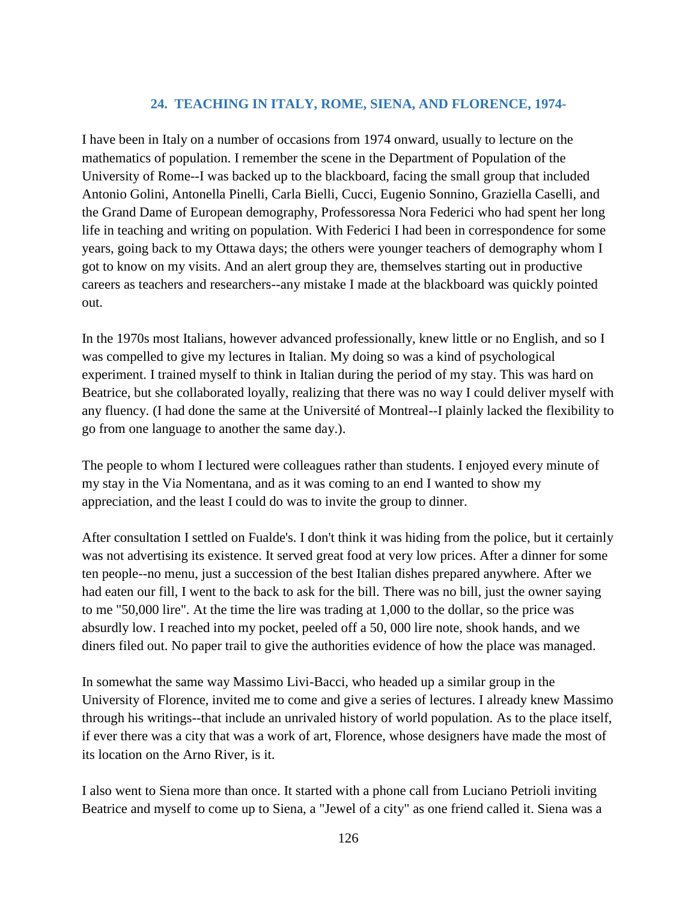## 24. TEACHING IN ITALY, ROME, SIENA, AND FLORENCE, 1974-

I have been in Italy on a number of occasions from 1974 onward, usually to lecture on the mathematics of population. I remember the scene in the Department of Population of the University of Rome--I was backed up to the blackboard, facing the small group that included Antonio Golini, Antonella Pinelli, Carla Bielli, Cucci, Eugenio Sonnino, Graziella Caselli, and the Grand Dame of European demography, Professoressa Nora Federici who had spent her long life in teaching and writing on population. With Federici I had been in correspondence for some years, going back to my Ottawa days; the others were younger teachers of demography whom I got to know on my visits. And an alert group they are, themselves starting out in productive careers as teachers and researchers--any mistake I made at the blackboard was quickly pointed out.

In the 1970s most Italians, however advanced professionally, knew little or no English, and so I was compelled to give my lectures in Italian. My doing so was a kind of psychological experiment. I trained myself to think in Italian during the period of my stay. This was hard on Beatrice, but she collaborated loyally, realizing that there was no way I could deliver myself with any fluency. (I had done the same at the Université of Montreal--I plainly lacked the flexibility to go from one language to another the same day.).

The people to whom I lectured were colleagues rather than students. I enjoyed every minute of my stay in the Via Nomentana, and as it was coming to an end I wanted to show my appreciation, and the least I could do was to invite the group to dinner.

After consultation I settled on Fualde's. I don't think it was hiding from the police, but it certainly was not advertising its existence. It served great food at very low prices. After a dinner for some ten people--no menu, just a succession of the best Italian dishes prepared anywhere. After we had eaten our fill, I went to the back to ask for the bill. There was no bill, just the owner saying to me "50,000 lire". At the time the lire was trading at 1,000 to the dollar, so the price was absurdly low. I reached into my pocket, peeled off a 50, 000 lire note, shook hands, and we diners filed out. No paper trail to give the authorities evidence of how the place was managed.

In somewhat the same way Massimo Livi-Bacci, who headed up a similar group in the University of Florence, invited me to come and give a series of lectures. I already knew Massimo through his writings--that include an unrivaled history of world population. As to the place itself, if ever there was a city that was a work of art, Florence, whose designers have made the most of its location on the Arno River, is it.

I also went to Siena more than once. It started with a phone call from Luciano Petrioli inviting Beatrice and myself to come up to Siena, a "Jewel of a city" as one friend called it. Siena was a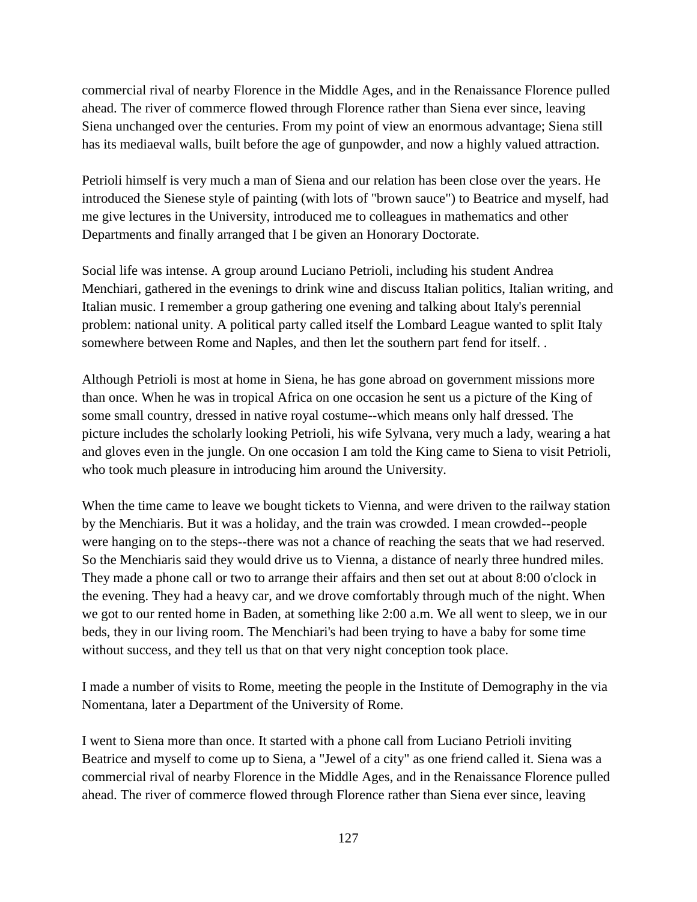commercial rival of nearby Florence in the Middle Ages, and in the Renaissance Florence pulled ahead. The river of commerce flowed through Florence rather than Siena ever since, leaving Siena unchanged over the centuries. From my point of view an enormous advantage; Siena still has its mediaeval walls, built before the age of gunpowder, and now a highly valued attraction.

Petrioli himself is very much a man of Siena and our relation has been close over the years. He introduced the Sienese style of painting (with lots of "brown sauce") to Beatrice and myself, had me give lectures in the University, introduced me to colleagues in mathematics and other Departments and finally arranged that I be given an Honorary Doctorate.

Social life was intense. A group around Luciano Petrioli, including his student Andrea Menchiari, gathered in the evenings to drink wine and discuss Italian politics, Italian writing, and Italian music. I remember a group gathering one evening and talking about Italy's perennial problem: national unity. A political party called itself the Lombard League wanted to split Italy somewhere between Rome and Naples, and then let the southern part fend for itself. .

Although Petrioli is most at home in Siena, he has gone abroad on government missions more than once. When he was in tropical Africa on one occasion he sent us a picture of the King of some small country, dressed in native royal costume--which means only half dressed. The picture includes the scholarly looking Petrioli, his wife Sylvana, very much a lady, wearing a hat and gloves even in the jungle. On one occasion I am told the King came to Siena to visit Petrioli, who took much pleasure in introducing him around the University.

When the time came to leave we bought tickets to Vienna, and were driven to the railway station by the Menchiaris. But it was a holiday, and the train was crowded. I mean crowded--people were hanging on to the steps--there was not a chance of reaching the seats that we had reserved. So the Menchiaris said they would drive us to Vienna, a distance of nearly three hundred miles. They made a phone call or two to arrange their affairs and then set out at about 8:00 o'clock in the evening. They had a heavy car, and we drove comfortably through much of the night. When we got to our rented home in Baden, at something like 2:00 a.m. We all went to sleep, we in our beds, they in our living room. The Menchiari's had been trying to have a baby for some time without success, and they tell us that on that very night conception took place.

I made a number of visits to Rome, meeting the people in the Institute of Demography in the via Nomentana, later a Department of the University of Rome.

I went to Siena more than once. It started with a phone call from Luciano Petrioli inviting Beatrice and myself to come up to Siena, a "Jewel of a city" as one friend called it. Siena was a commercial rival of nearby Florence in the Middle Ages, and in the Renaissance Florence pulled ahead. The river of commerce flowed through Florence rather than Siena ever since, leaving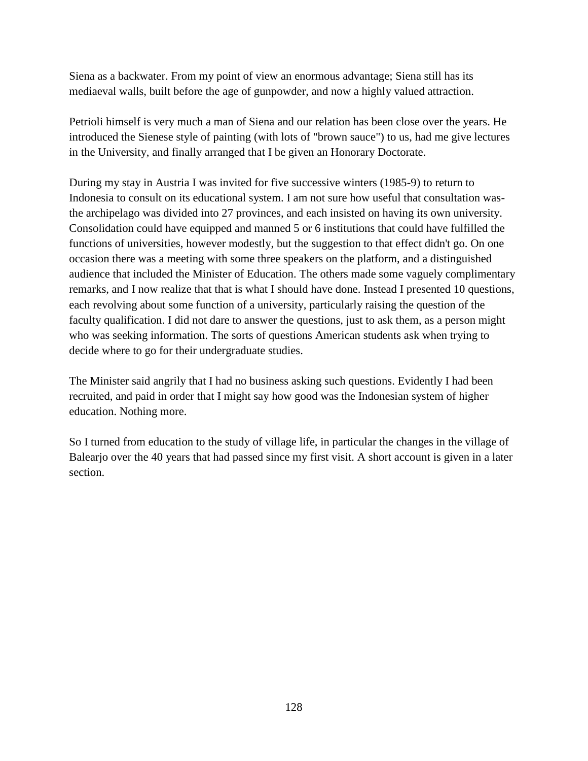Siena as a backwater. From my point of view an enormous advantage; Siena still has its mediaeval walls, built before the age of gunpowder, and now a highly valued attraction.

Petrioli himself is very much a man of Siena and our relation has been close over the years. He introduced the Sienese style of painting (with lots of "brown sauce") to us, had me give lectures in the University, and finally arranged that I be given an Honorary Doctorate.

During my stay in Austria I was invited for five successive winters (1985-9) to return to Indonesia to consult on its educational system. I am not sure how useful that consultation was- the archipelago was divided into 27 provinces, and each insisted on having its own university. Consolidation could have equipped and manned 5 or 6 institutions that could have fulfilled the functions of universities, however modestly, but the suggestion to that effect didn't go. On one occasion there was a meeting with some three speakers on the platform, and a distinguished audience that included the Minister of Education. The others made some vaguely complimentary remarks, and I now realize that that is what I should have done. Instead I presented 10 questions, each revolving about some function of a university, particularly raising the question of the faculty qualification. I did not dare to answer the questions, just to ask them, as a person might who was seeking information. The sorts of questions American students ask when trying to decide where to go for their undergraduate studies.

The Minister said angrily that I had no business asking such questions. Evidently I had been recruited, and paid in order that I might say how good was the Indonesian system of higher education. Nothing more.

So I turned from education to the study of village life, in particular the changes in the village of Balearjo over the 40 years that had passed since my first visit. A short account is given in a later section.